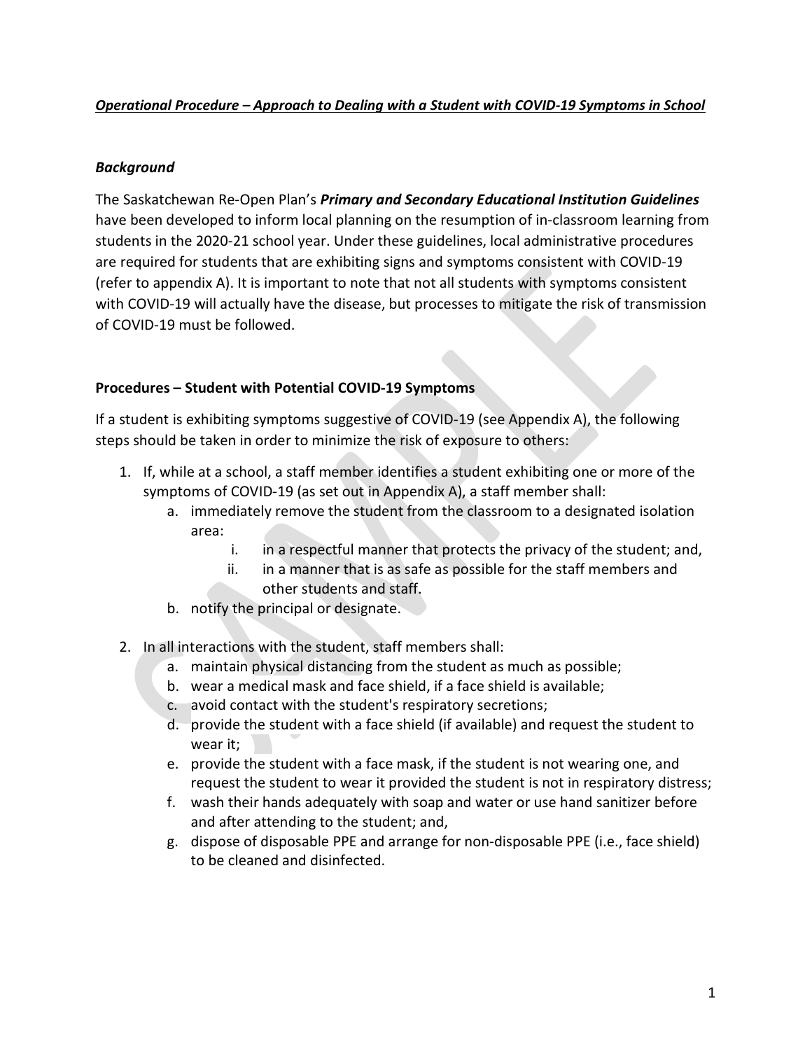***Operational Procedure – Approach to Dealing with a Student with COVID-19 Symptoms in School***

## *Background*

The Saskatchewan Re-Open Plan's ***Primary and Secondary Educational Institution Guidelines*** have been developed to inform local planning on the resumption of in-classroom learning from students in the 2020-21 school year. Under these guidelines, local administrative procedures are required for students that are exhibiting signs and symptoms consistent with COVID-19 (refer to appendix A). It is important to note that not all students with symptoms consistent with COVID-19 will actually have the disease, but processes to mitigate the risk of transmission of COVID-19 must be followed.

## **Procedures – Student with Potential COVID-19 Symptoms**

If a student is exhibiting symptoms suggestive of COVID-19 (see Appendix A), the following steps should be taken in order to minimize the risk of exposure to others:

1. If, while at a school, a staff member identifies a student exhibiting one or more of the symptoms of COVID-19 (as set out in Appendix A), a staff member shall:
    a. immediately remove the student from the classroom to a designated isolation area:
        i. in a respectful manner that protects the privacy of the student; and,
        ii. in a manner that is as safe as possible for the staff members and other students and staff.
    b. notify the principal or designate.

2. In all interactions with the student, staff members shall:
    a. maintain physical distancing from the student as much as possible;
    b. wear a medical mask and face shield, if a face shield is available;
    c. avoid contact with the student's respiratory secretions;
    d. provide the student with a face shield (if available) and request the student to wear it;
    e. provide the student with a face mask, if the student is not wearing one, and request the student to wear it provided the student is not in respiratory distress;
    f. wash their hands adequately with soap and water or use hand sanitizer before and after attending to the student; and,
    g. dispose of disposable PPE and arrange for non-disposable PPE (i.e., face shield) to be cleaned and disinfected.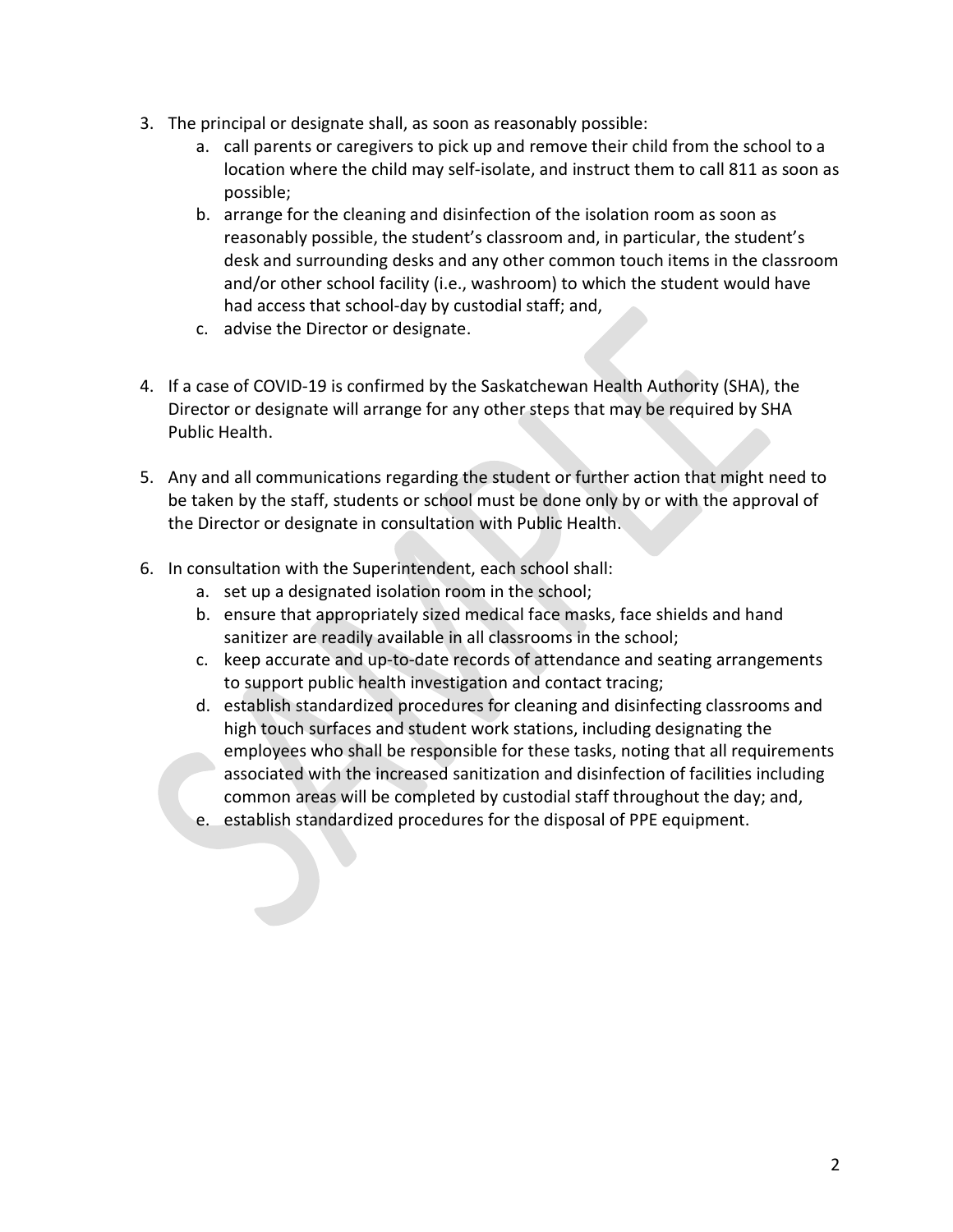3. The principal or designate shall, as soon as reasonably possible:
    a. call parents or caregivers to pick up and remove their child from the school to a location where the child may self-isolate, and instruct them to call 811 as soon as possible;
    b. arrange for the cleaning and disinfection of the isolation room as soon as reasonably possible, the student's classroom and, in particular, the student's desk and surrounding desks and any other common touch items in the classroom and/or other school facility (i.e., washroom) to which the student would have had access that school-day by custodial staff; and,
    c. advise the Director or designate.

4. If a case of COVID-19 is confirmed by the Saskatchewan Health Authority (SHA), the Director or designate will arrange for any other steps that may be required by SHA Public Health.

5. Any and all communications regarding the student or further action that might need to be taken by the staff, students or school must be done only by or with the approval of the Director or designate in consultation with Public Health.

6. In consultation with the Superintendent, each school shall:
    a. set up a designated isolation room in the school;
    b. ensure that appropriately sized medical face masks, face shields and hand sanitizer are readily available in all classrooms in the school;
    c. keep accurate and up-to-date records of attendance and seating arrangements to support public health investigation and contact tracing;
    d. establish standardized procedures for cleaning and disinfecting classrooms and high touch surfaces and student work stations, including designating the employees who shall be responsible for these tasks, noting that all requirements associated with the increased sanitization and disinfection of facilities including common areas will be completed by custodial staff throughout the day; and,
    e. establish standardized procedures for the disposal of PPE equipment.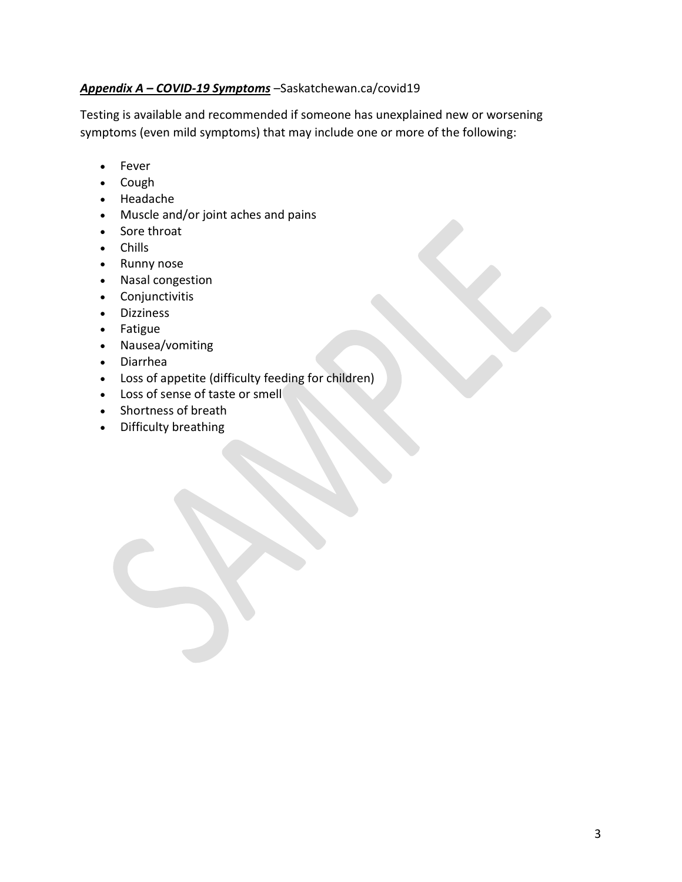***Appendix A – COVID-19 Symptoms*** –Saskatchewan.ca/covid19

Testing is available and recommended if someone has unexplained new or worsening symptoms (even mild symptoms) that may include one or more of the following:

- Fever
- Cough
- Headache
- Muscle and/or joint aches and pains
- Sore throat
- Chills
- Runny nose
- Nasal congestion
- Conjunctivitis
- Dizziness
- Fatigue
- Nausea/vomiting
- Diarrhea
- Loss of appetite (difficulty feeding for children)
- Loss of sense of taste or smell
- Shortness of breath
- Difficulty breathing